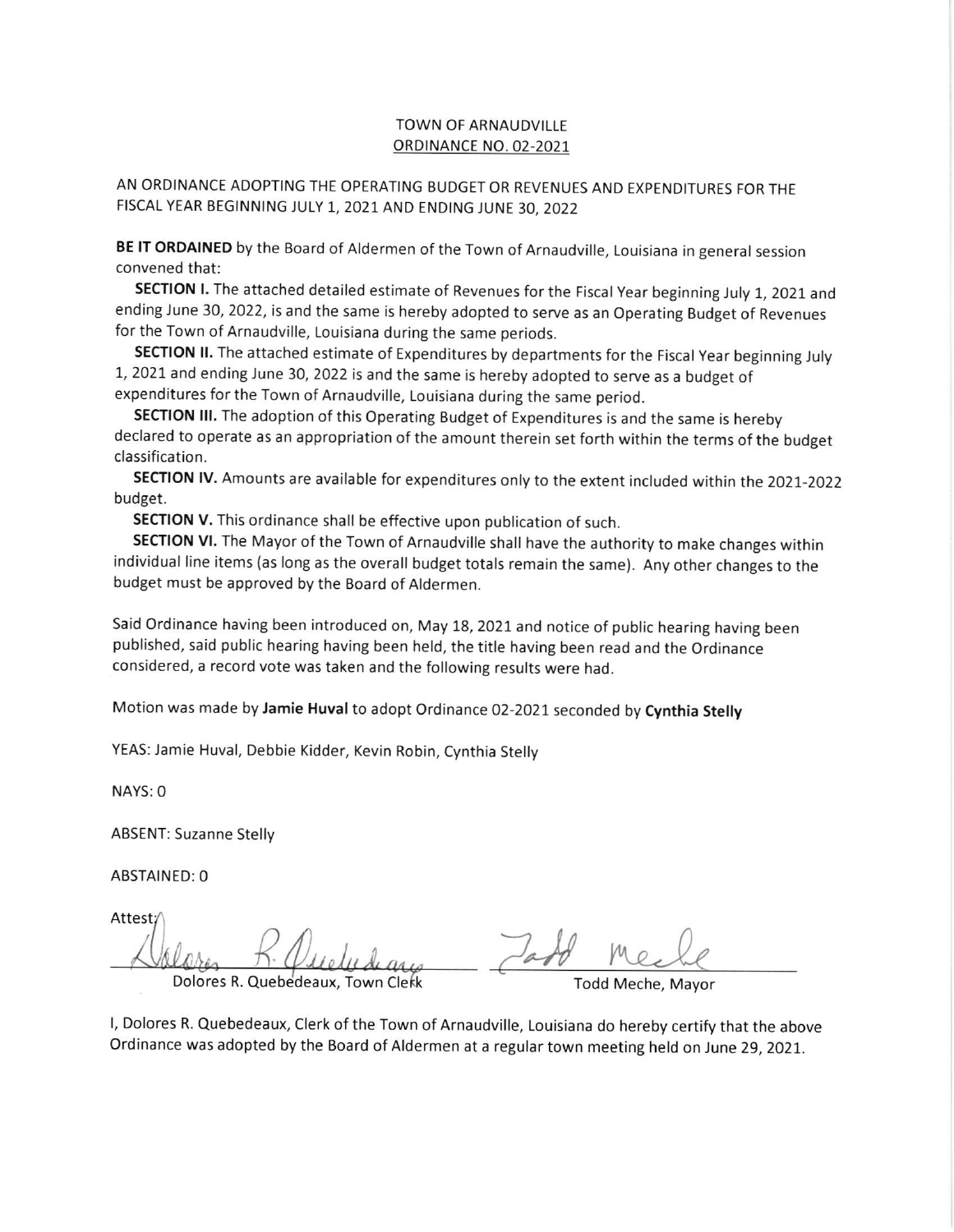# TOWN OF ARNAUDVILLE

## ORDINANCE NO. 02-2021

AN ORDINANCE ADOPTING THE OPERATING BUDGET OR REVENUES AND EXPENDITURES FOR THE FISCAL YEAR BEGINNING JULY 1, 2021 AND ENDING JUNE 30, 2022

**BE IT ORDAINED** by the Board of Aldermen of the Town of Arnaudville, Louisiana in general session convened that:

**SECTION I.** The attached detailed estimate of Revenues for the Fiscal Year beginning July 1, 2021 and ending June 30, 2022, is and the same is hereby adopted to serve as an Operating Budget of Revenues for the Town of Arnaudville, Louisiana during the same periods.

**SECTION II.** The attached estimate of Expenditures by departments for the Fiscal Year beginning July 1, 2021 and ending June 30, 2022 is and the same is hereby adopted to serve as a budget of expenditures for the Town of Arnaudville, Louisiana during the same period.

**SECTION III.** The adoption of this Operating Budget of Expenditures is and the same is hereby declared to operate as an appropriation of the amount therein set forth within the terms of the budget classification.

**SECTION IV.** Amounts are available for expenditures only to the extent included within the 2021-2022 budget.

**SECTION V.** This ordinance shall be effective upon publication of such.

**SECTION VI.** The Mayor of the Town of Arnaudville shall have the authority to make changes within individual line items (as long as the overall budget totals remain the same). Any other changes to the budget must be approved by the Board of Aldermen.

Said Ordinance having been introduced on, May 18, 2021 and notice of public hearing having been published, said public hearing having been held, the title having been read and the Ordinance considered, a record vote was taken and the following results were had.

Motion was made by **Jamie Huval** to adopt Ordinance 02-2021 seconded by **Cynthia Stelly**

YEAS: Jamie Huval, Debbie Kidder, Kevin Robin, Cynthia Stelly

NAYS: 0

ABSENT: Suzanne Stelly

ABSTAINED: 0

Attest:

Dolores R. Quebedeaux, Town Clerk

Todd Meche, Mayor

I, Dolores R. Quebedeaux, Clerk of the Town of Arnaudville, Louisiana do hereby certify that the above Ordinance was adopted by the Board of Aldermen at a regular town meeting held on June 29, 2021.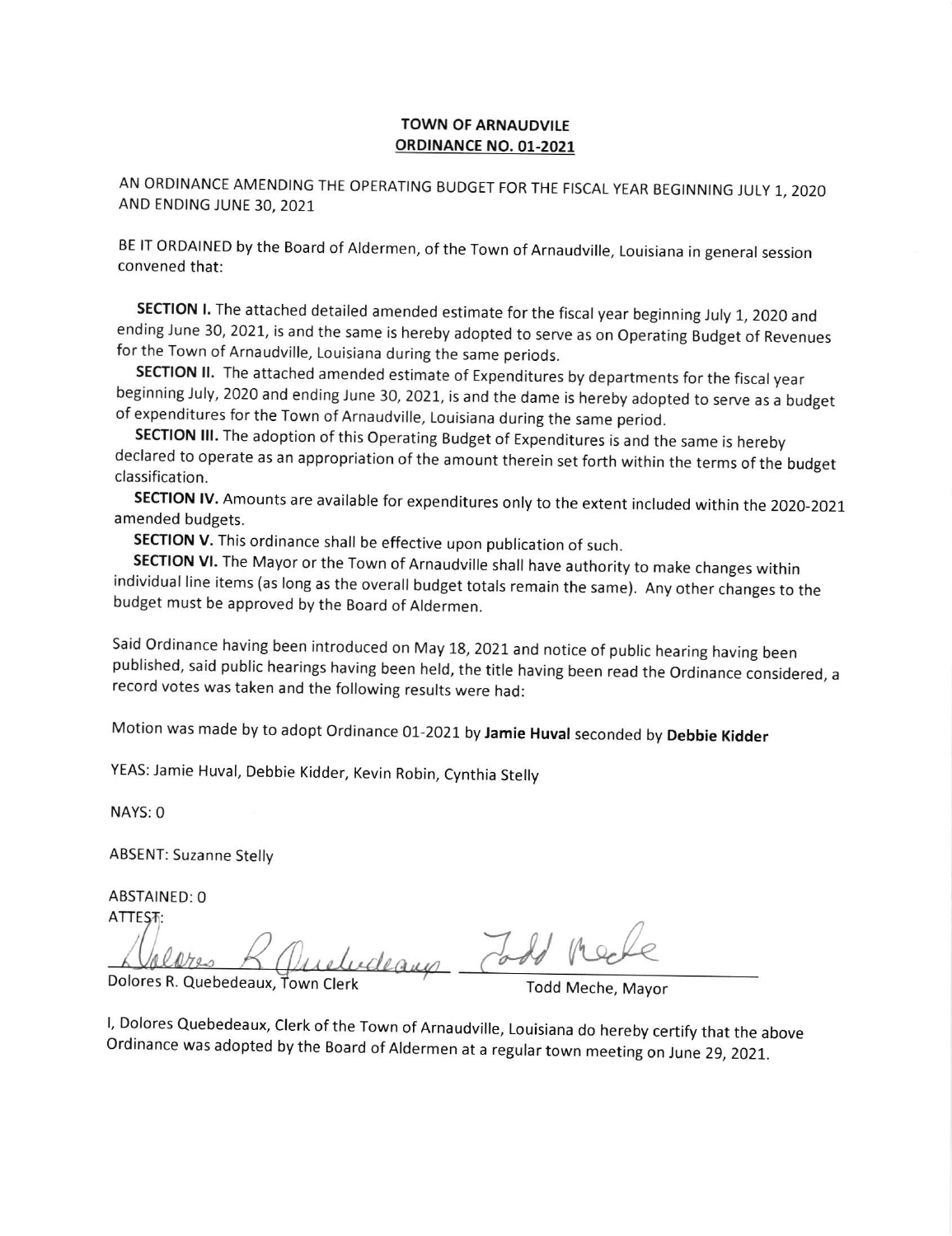**TOWN OF ARNAUDVILE**
**ORDINANCE NO. 01-2021**

AN ORDINANCE AMENDING THE OPERATING BUDGET FOR THE FISCAL YEAR BEGINNING JULY 1, 2020 AND ENDING JUNE 30, 2021

BE IT ORDAINED by the Board of Aldermen, of the Town of Arnaudville, Louisiana in general session convened that:

**SECTION I.** The attached detailed amended estimate for the fiscal year beginning July 1, 2020 and ending June 30, 2021, is and the same is hereby adopted to serve as on Operating Budget of Revenues for the Town of Arnaudville, Louisiana during the same periods.

**SECTION II.** The attached amended estimate of Expenditures by departments for the fiscal year beginning July, 2020 and ending June 30, 2021, is and the dame is hereby adopted to serve as a budget of expenditures for the Town of Arnaudville, Louisiana during the same period.

**SECTION III.** The adoption of this Operating Budget of Expenditures is and the same is hereby declared to operate as an appropriation of the amount therein set forth within the terms of the budget classification.

**SECTION IV.** Amounts are available for expenditures only to the extent included within the 2020-2021 amended budgets.

**SECTION V.** This ordinance shall be effective upon publication of such.

**SECTION VI.** The Mayor or the Town of Arnaudville shall have authority to make changes within individual line items (as long as the overall budget totals remain the same). Any other changes to the budget must be approved by the Board of Aldermen.

Said Ordinance having been introduced on May 18, 2021 and notice of public hearing having been published, said public hearings having been held, the title having been read the Ordinance considered, a record votes was taken and the following results were had:

Motion was made by to adopt Ordinance 01-2021 by **Jamie Huval** seconded by **Debbie Kidder**

YEAS: Jamie Huval, Debbie Kidder, Kevin Robin, Cynthia Stelly

NAYS: 0

ABSENT: Suzanne Stelly

ABSTAINED: 0

ATTEST:

Dolores R. Quebedeaux, Town Clerk

Todd Meche, Mayor

I, Dolores Quebedeaux, Clerk of the Town of Arnaudville, Louisiana do hereby certify that the above Ordinance was adopted by the Board of Aldermen at a regular town meeting on June 29, 2021.